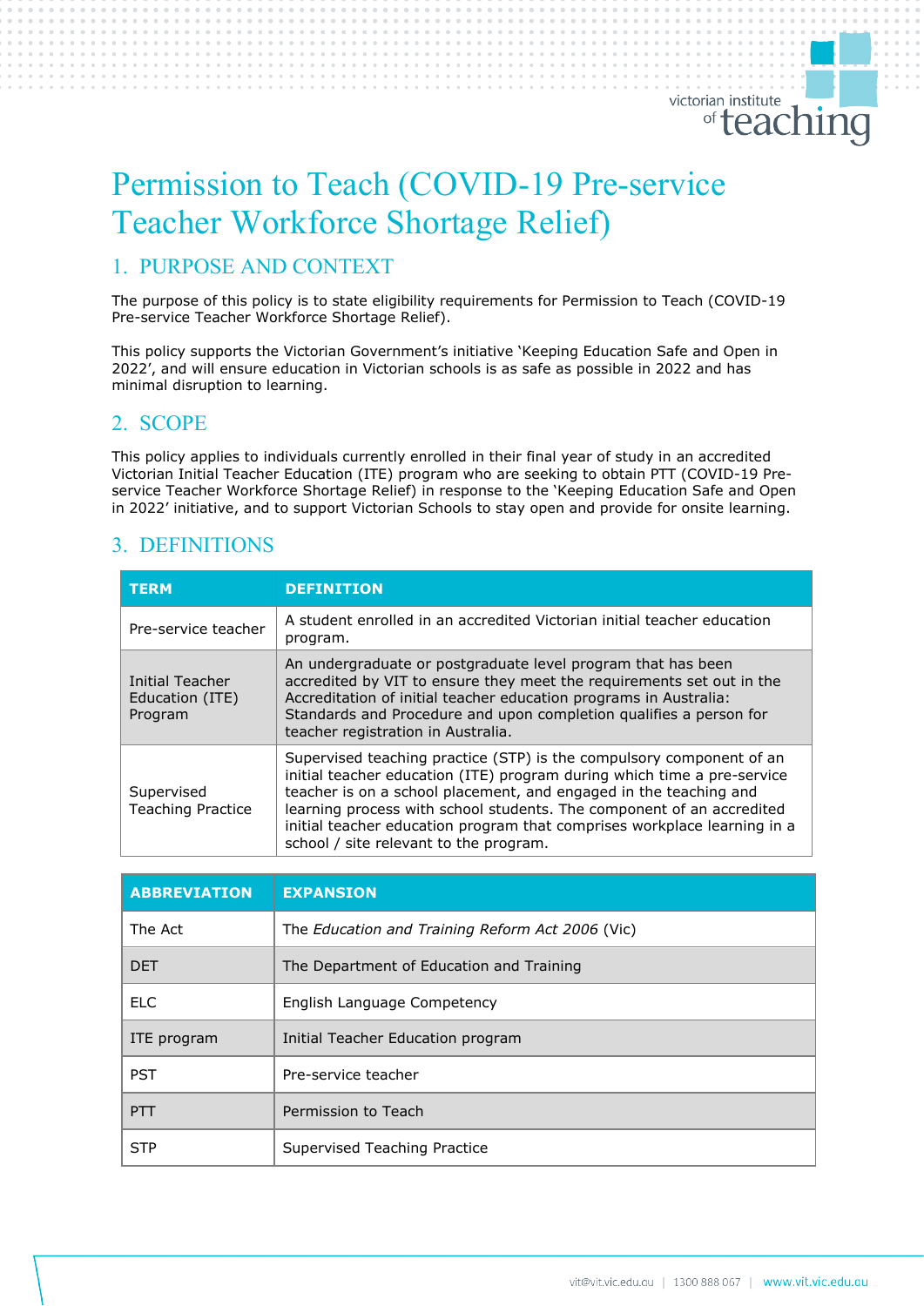# Permission to Teach (COVID-19 Pre-service Teacher Workforce Shortage Relief)

## 1. PURPOSE AND CONTEXT

The purpose of this policy is to state eligibility requirements for Permission to Teach (COVID-19 Pre-service Teacher Workforce Shortage Relief).

This policy supports the Victorian Government's initiative 'Keeping Education Safe and Open in 2022', and will ensure education in Victorian schools is as safe as possible in 2022 and has minimal disruption to learning.

## 2. SCOPE

This policy applies to individuals currently enrolled in their final year of study in an accredited Victorian Initial Teacher Education (ITE) program who are seeking to obtain PTT (COVID-19 Pre-service Teacher Workforce Shortage Relief) in response to the 'Keeping Education Safe and Open in 2022' initiative, and to support Victorian Schools to stay open and provide for onsite learning.

## 3. DEFINITIONS

| TERM | DEFINITION |
|---|---|
| Pre-service teacher | A student enrolled in an accredited Victorian initial teacher education program. |
| Initial Teacher Education (ITE) Program | An undergraduate or postgraduate level program that has been accredited by VIT to ensure they meet the requirements set out in the Accreditation of initial teacher education programs in Australia: Standards and Procedure and upon completion qualifies a person for teacher registration in Australia. |
| Supervised Teaching Practice | Supervised teaching practice (STP) is the compulsory component of an initial teacher education (ITE) program during which time a pre-service teacher is on a school placement, and engaged in the teaching and learning process with school students. The component of an accredited initial teacher education program that comprises workplace learning in a school / site relevant to the program. |

| ABBREVIATION | EXPANSION |
|---|---|
| The Act | The *Education and Training Reform Act 2006* (Vic) |
| DET | The Department of Education and Training |
| ELC | English Language Competency |
| ITE program | Initial Teacher Education program |
| PST | Pre-service teacher |
| PTT | Permission to Teach |
| STP | Supervised Teaching Practice |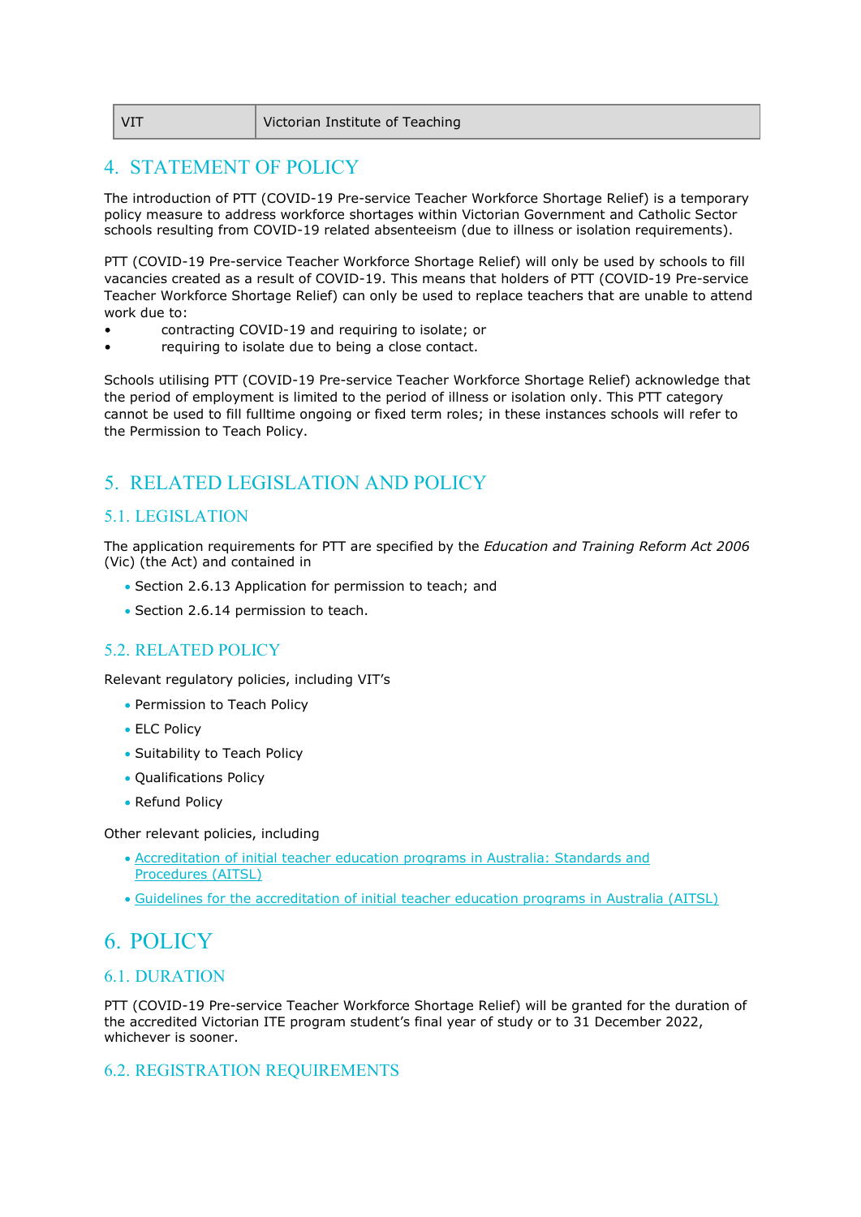| VIT | Victorian Institute of Teaching |
| --- | --- |

## 4. STATEMENT OF POLICY

The introduction of PTT (COVID-19 Pre-service Teacher Workforce Shortage Relief) is a temporary policy measure to address workforce shortages within Victorian Government and Catholic Sector schools resulting from COVID-19 related absenteeism (due to illness or isolation requirements).

PTT (COVID-19 Pre-service Teacher Workforce Shortage Relief) will only be used by schools to fill vacancies created as a result of COVID-19. This means that holders of PTT (COVID-19 Pre-service Teacher Workforce Shortage Relief) can only be used to replace teachers that are unable to attend work due to:

- contracting COVID-19 and requiring to isolate; or
- requiring to isolate due to being a close contact.

Schools utilising PTT (COVID-19 Pre-service Teacher Workforce Shortage Relief) acknowledge that the period of employment is limited to the period of illness or isolation only. This PTT category cannot be used to fill fulltime ongoing or fixed term roles; in these instances schools will refer to the Permission to Teach Policy.

## 5. RELATED LEGISLATION AND POLICY

### 5.1. LEGISLATION

The application requirements for PTT are specified by the *Education and Training Reform Act 2006* (Vic) (the Act) and contained in

- Section 2.6.13 Application for permission to teach; and
- Section 2.6.14 permission to teach.

### 5.2. RELATED POLICY

Relevant regulatory policies, including VIT's

- Permission to Teach Policy
- ELC Policy
- Suitability to Teach Policy
- Qualifications Policy
- Refund Policy

Other relevant policies, including

- Accreditation of initial teacher education programs in Australia: Standards and Procedures (AITSL)
- Guidelines for the accreditation of initial teacher education programs in Australia (AITSL)

## 6. POLICY

### 6.1. DURATION

PTT (COVID-19 Pre-service Teacher Workforce Shortage Relief) will be granted for the duration of the accredited Victorian ITE program student's final year of study or to 31 December 2022, whichever is sooner.

### 6.2. REGISTRATION REQUIREMENTS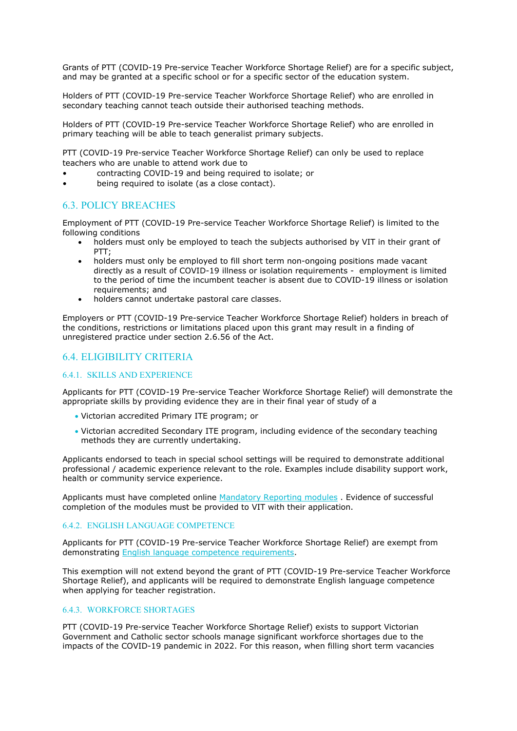Grants of PTT (COVID-19 Pre-service Teacher Workforce Shortage Relief) are for a specific subject, and may be granted at a specific school or for a specific sector of the education system.

Holders of PTT (COVID-19 Pre-service Teacher Workforce Shortage Relief) who are enrolled in secondary teaching cannot teach outside their authorised teaching methods.

Holders of PTT (COVID-19 Pre-service Teacher Workforce Shortage Relief) who are enrolled in primary teaching will be able to teach generalist primary subjects.

PTT (COVID-19 Pre-service Teacher Workforce Shortage Relief) can only be used to replace teachers who are unable to attend work due to

- contracting COVID-19 and being required to isolate; or
- being required to isolate (as a close contact).

## 6.3. POLICY BREACHES

Employment of PTT (COVID-19 Pre-service Teacher Workforce Shortage Relief) is limited to the following conditions

- holders must only be employed to teach the subjects authorised by VIT in their grant of PTT;
- holders must only be employed to fill short term non-ongoing positions made vacant directly as a result of COVID-19 illness or isolation requirements - employment is limited to the period of time the incumbent teacher is absent due to COVID-19 illness or isolation requirements; and
- holders cannot undertake pastoral care classes.

Employers or PTT (COVID-19 Pre-service Teacher Workforce Shortage Relief) holders in breach of the conditions, restrictions or limitations placed upon this grant may result in a finding of unregistered practice under section 2.6.56 of the Act.

## 6.4. ELIGIBILITY CRITERIA

### 6.4.1. SKILLS AND EXPERIENCE

Applicants for PTT (COVID-19 Pre-service Teacher Workforce Shortage Relief) will demonstrate the appropriate skills by providing evidence they are in their final year of study of a

- Victorian accredited Primary ITE program; or
- Victorian accredited Secondary ITE program, including evidence of the secondary teaching methods they are currently undertaking.

Applicants endorsed to teach in special school settings will be required to demonstrate additional professional / academic experience relevant to the role. Examples include disability support work, health or community service experience.

Applicants must have completed online Mandatory Reporting modules . Evidence of successful completion of the modules must be provided to VIT with their application.

### 6.4.2. ENGLISH LANGUAGE COMPETENCE

Applicants for PTT (COVID-19 Pre-service Teacher Workforce Shortage Relief) are exempt from demonstrating English language competence requirements.

This exemption will not extend beyond the grant of PTT (COVID-19 Pre-service Teacher Workforce Shortage Relief), and applicants will be required to demonstrate English language competence when applying for teacher registration.

### 6.4.3. WORKFORCE SHORTAGES

PTT (COVID-19 Pre-service Teacher Workforce Shortage Relief) exists to support Victorian Government and Catholic sector schools manage significant workforce shortages due to the impacts of the COVID-19 pandemic in 2022. For this reason, when filling short term vacancies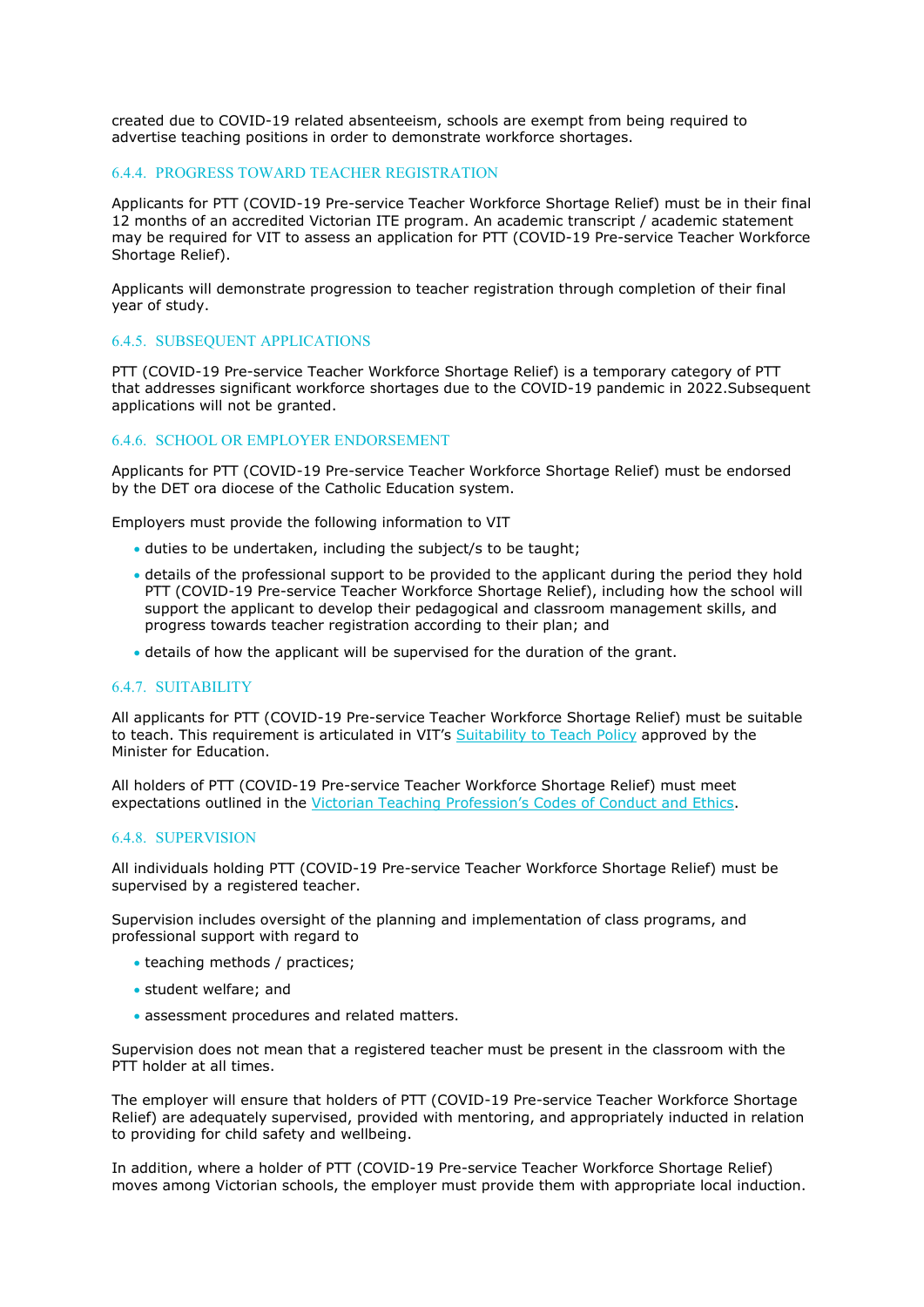created due to COVID-19 related absenteeism, schools are exempt from being required to advertise teaching positions in order to demonstrate workforce shortages.

### 6.4.4. PROGRESS TOWARD TEACHER REGISTRATION

Applicants for PTT (COVID-19 Pre-service Teacher Workforce Shortage Relief) must be in their final 12 months of an accredited Victorian ITE program. An academic transcript / academic statement may be required for VIT to assess an application for PTT (COVID-19 Pre-service Teacher Workforce Shortage Relief).

Applicants will demonstrate progression to teacher registration through completion of their final year of study.

### 6.4.5. SUBSEQUENT APPLICATIONS

PTT (COVID-19 Pre-service Teacher Workforce Shortage Relief) is a temporary category of PTT that addresses significant workforce shortages due to the COVID-19 pandemic in 2022.Subsequent applications will not be granted.

### 6.4.6. SCHOOL OR EMPLOYER ENDORSEMENT

Applicants for PTT (COVID-19 Pre-service Teacher Workforce Shortage Relief) must be endorsed by the DET ora diocese of the Catholic Education system.

Employers must provide the following information to VIT

- duties to be undertaken, including the subject/s to be taught;
- details of the professional support to be provided to the applicant during the period they hold PTT (COVID-19 Pre-service Teacher Workforce Shortage Relief), including how the school will support the applicant to develop their pedagogical and classroom management skills, and progress towards teacher registration according to their plan; and
- details of how the applicant will be supervised for the duration of the grant.

### 6.4.7. SUITABILITY

All applicants for PTT (COVID-19 Pre-service Teacher Workforce Shortage Relief) must be suitable to teach. This requirement is articulated in VIT's Suitability to Teach Policy approved by the Minister for Education.

All holders of PTT (COVID-19 Pre-service Teacher Workforce Shortage Relief) must meet expectations outlined in the Victorian Teaching Profession's Codes of Conduct and Ethics.

### 6.4.8. SUPERVISION

All individuals holding PTT (COVID-19 Pre-service Teacher Workforce Shortage Relief) must be supervised by a registered teacher.

Supervision includes oversight of the planning and implementation of class programs, and professional support with regard to

- teaching methods / practices;
- student welfare; and
- assessment procedures and related matters.

Supervision does not mean that a registered teacher must be present in the classroom with the PTT holder at all times.

The employer will ensure that holders of PTT (COVID-19 Pre-service Teacher Workforce Shortage Relief) are adequately supervised, provided with mentoring, and appropriately inducted in relation to providing for child safety and wellbeing.

In addition, where a holder of PTT (COVID-19 Pre-service Teacher Workforce Shortage Relief) moves among Victorian schools, the employer must provide them with appropriate local induction.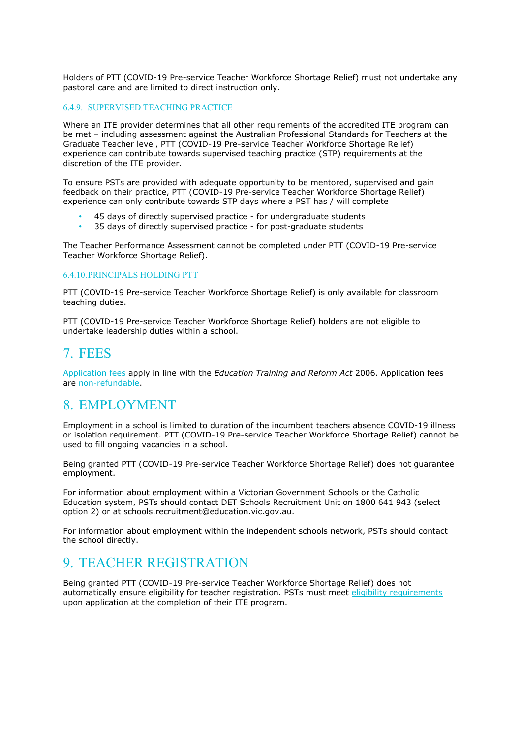Holders of PTT (COVID-19 Pre-service Teacher Workforce Shortage Relief) must not undertake any pastoral care and are limited to direct instruction only.

#### 6.4.9. SUPERVISED TEACHING PRACTICE

Where an ITE provider determines that all other requirements of the accredited ITE program can be met – including assessment against the Australian Professional Standards for Teachers at the Graduate Teacher level, PTT (COVID-19 Pre-service Teacher Workforce Shortage Relief) experience can contribute towards supervised teaching practice (STP) requirements at the discretion of the ITE provider.

To ensure PSTs are provided with adequate opportunity to be mentored, supervised and gain feedback on their practice, PTT (COVID-19 Pre-service Teacher Workforce Shortage Relief) experience can only contribute towards STP days where a PST has / will complete

- 45 days of directly supervised practice - for undergraduate students
- 35 days of directly supervised practice - for post-graduate students

The Teacher Performance Assessment cannot be completed under PTT (COVID-19 Pre-service Teacher Workforce Shortage Relief).

#### 6.4.10. PRINCIPALS HOLDING PTT

PTT (COVID-19 Pre-service Teacher Workforce Shortage Relief) is only available for classroom teaching duties.

PTT (COVID-19 Pre-service Teacher Workforce Shortage Relief) holders are not eligible to undertake leadership duties within a school.

## 7. FEES

Application fees apply in line with the *Education Training and Reform Act* 2006. Application fees are non-refundable.

## 8. EMPLOYMENT

Employment in a school is limited to duration of the incumbent teachers absence COVID-19 illness or isolation requirement. PTT (COVID-19 Pre-service Teacher Workforce Shortage Relief) cannot be used to fill ongoing vacancies in a school.

Being granted PTT (COVID-19 Pre-service Teacher Workforce Shortage Relief) does not guarantee employment.

For information about employment within a Victorian Government Schools or the Catholic Education system, PSTs should contact DET Schools Recruitment Unit on 1800 641 943 (select option 2) or at schools.recruitment@education.vic.gov.au.

For information about employment within the independent schools network, PSTs should contact the school directly.

## 9. TEACHER REGISTRATION

Being granted PTT (COVID-19 Pre-service Teacher Workforce Shortage Relief) does not automatically ensure eligibility for teacher registration. PSTs must meet eligibility requirements upon application at the completion of their ITE program.